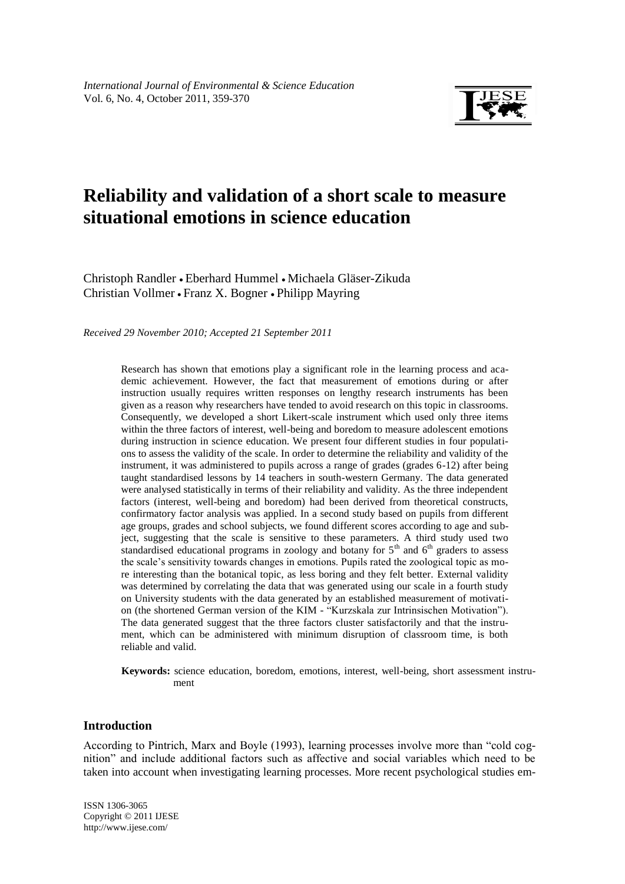*International Journal of Environmental & Science Education*
Vol. 6, No. 4, October 2011, 359-370

# Reliability and validation of a short scale to measure situational emotions in science education

Christoph Randler • Eberhard Hummel • Michaela Gläser-Zikuda
Christian Vollmer • Franz X. Bogner • Philipp Mayring

*Received 29 November 2010; Accepted 21 September 2011*

Research has shown that emotions play a significant role in the learning process and academic achievement. However, the fact that measurement of emotions during or after instruction usually requires written responses on lengthy research instruments has been given as a reason why researchers have tended to avoid research on this topic in classrooms. Consequently, we developed a short Likert-scale instrument which used only three items within the three factors of interest, well-being and boredom to measure adolescent emotions during instruction in science education. We present four different studies in four populations to assess the validity of the scale. In order to determine the reliability and validity of the instrument, it was administered to pupils across a range of grades (grades 6-12) after being taught standardised lessons by 14 teachers in south-western Germany. The data generated were analysed statistically in terms of their reliability and validity. As the three independent factors (interest, well-being and boredom) had been derived from theoretical constructs, confirmatory factor analysis was applied. In a second study based on pupils from different age groups, grades and school subjects, we found different scores according to age and subject, suggesting that the scale is sensitive to these parameters. A third study used two standardised educational programs in zoology and botany for 5th and 6th graders to assess the scale's sensitivity towards changes in emotions. Pupils rated the zoological topic as more interesting than the botanical topic, as less boring and they felt better. External validity was determined by correlating the data that was generated using our scale in a fourth study on University students with the data generated by an established measurement of motivation (the shortened German version of the KIM - "Kurzskala zur Intrinsischen Motivation"). The data generated suggest that the three factors cluster satisfactorily and that the instrument, which can be administered with minimum disruption of classroom time, is both reliable and valid.

**Keywords:** science education, boredom, emotions, interest, well-being, short assessment instrument

## Introduction

According to Pintrich, Marx and Boyle (1993), learning processes involve more than "cold cognition" and include additional factors such as affective and social variables which need to be taken into account when investigating learning processes. More recent psychological studies em-

ISSN 1306-3065
Copyright © 2011 IJESE
http://www.ijese.com/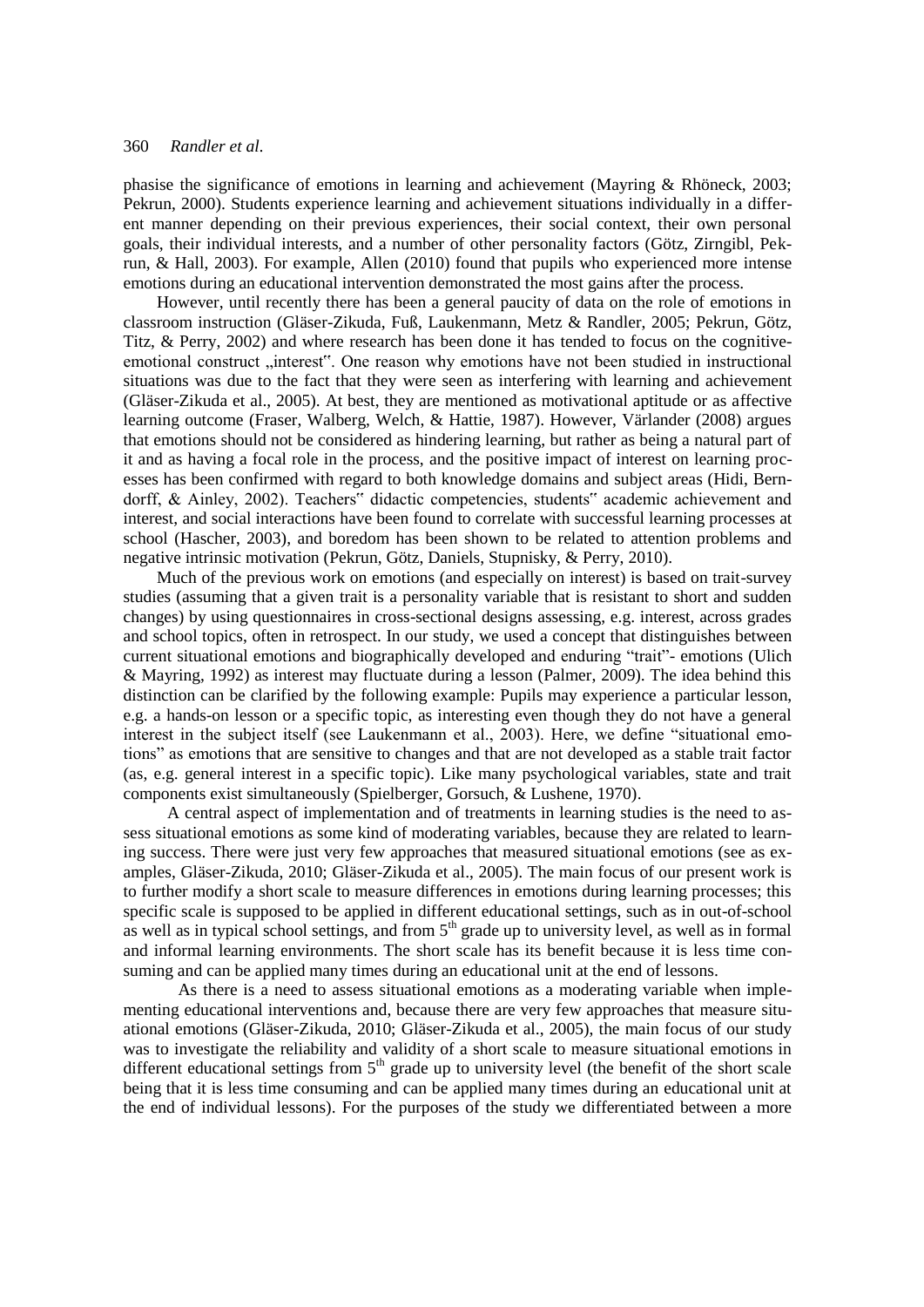phasise the significance of emotions in learning and achievement (Mayring & Rhöneck, 2003; Pekrun, 2000). Students experience learning and achievement situations individually in a different manner depending on their previous experiences, their social context, their own personal goals, their individual interests, and a number of other personality factors (Götz, Zirngibl, Pekrun, & Hall, 2003). For example, Allen (2010) found that pupils who experienced more intense emotions during an educational intervention demonstrated the most gains after the process.

However, until recently there has been a general paucity of data on the role of emotions in classroom instruction (Gläser-Zikuda, Fuß, Laukenmann, Metz & Randler, 2005; Pekrun, Götz, Titz, & Perry, 2002) and where research has been done it has tended to focus on the cognitive-emotional construct „interest". One reason why emotions have not been studied in instructional situations was due to the fact that they were seen as interfering with learning and achievement (Gläser-Zikuda et al., 2005). At best, they are mentioned as motivational aptitude or as affective learning outcome (Fraser, Walberg, Welch, & Hattie, 1987). However, Värlander (2008) argues that emotions should not be considered as hindering learning, but rather as being a natural part of it and as having a focal role in the process, and the positive impact of interest on learning processes has been confirmed with regard to both knowledge domains and subject areas (Hidi, Berndorff, & Ainley, 2002). Teachers" didactic competencies, students" academic achievement and interest, and social interactions have been found to correlate with successful learning processes at school (Hascher, 2003), and boredom has been shown to be related to attention problems and negative intrinsic motivation (Pekrun, Götz, Daniels, Stupnisky, & Perry, 2010).

Much of the previous work on emotions (and especially on interest) is based on trait-survey studies (assuming that a given trait is a personality variable that is resistant to short and sudden changes) by using questionnaires in cross-sectional designs assessing, e.g. interest, across grades and school topics, often in retrospect. In our study, we used a concept that distinguishes between current situational emotions and biographically developed and enduring "trait"- emotions (Ulich & Mayring, 1992) as interest may fluctuate during a lesson (Palmer, 2009). The idea behind this distinction can be clarified by the following example: Pupils may experience a particular lesson, e.g. a hands-on lesson or a specific topic, as interesting even though they do not have a general interest in the subject itself (see Laukenmann et al., 2003). Here, we define "situational emotions" as emotions that are sensitive to changes and that are not developed as a stable trait factor (as, e.g. general interest in a specific topic). Like many psychological variables, state and trait components exist simultaneously (Spielberger, Gorsuch, & Lushene, 1970).

A central aspect of implementation and of treatments in learning studies is the need to assess situational emotions as some kind of moderating variables, because they are related to learning success. There were just very few approaches that measured situational emotions (see as examples, Gläser-Zikuda, 2010; Gläser-Zikuda et al., 2005). The main focus of our present work is to further modify a short scale to measure differences in emotions during learning processes; this specific scale is supposed to be applied in different educational settings, such as in out-of-school as well as in typical school settings, and from 5th grade up to university level, as well as in formal and informal learning environments. The short scale has its benefit because it is less time consuming and can be applied many times during an educational unit at the end of lessons.

As there is a need to assess situational emotions as a moderating variable when implementing educational interventions and, because there are very few approaches that measure situational emotions (Gläser-Zikuda, 2010; Gläser-Zikuda et al., 2005), the main focus of our study was to investigate the reliability and validity of a short scale to measure situational emotions in different educational settings from 5th grade up to university level (the benefit of the short scale being that it is less time consuming and can be applied many times during an educational unit at the end of individual lessons). For the purposes of the study we differentiated between a more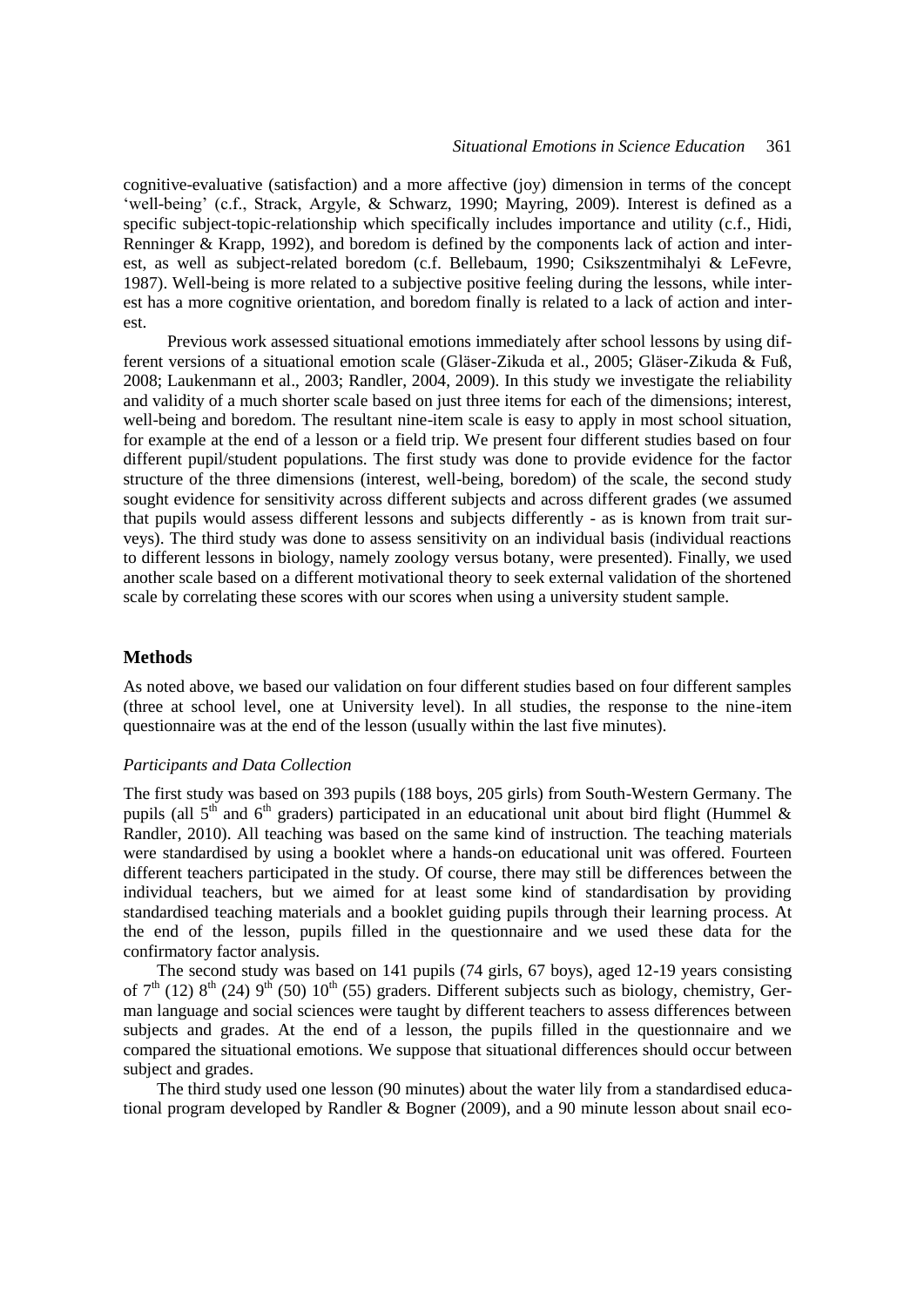cognitive-evaluative (satisfaction) and a more affective (joy) dimension in terms of the concept 'well-being' (c.f., Strack, Argyle, & Schwarz, 1990; Mayring, 2009). Interest is defined as a specific subject-topic-relationship which specifically includes importance and utility (c.f., Hidi, Renninger & Krapp, 1992), and boredom is defined by the components lack of action and interest, as well as subject-related boredom (c.f. Bellebaum, 1990; Csikszentmihalyi & LeFevre, 1987). Well-being is more related to a subjective positive feeling during the lessons, while interest has a more cognitive orientation, and boredom finally is related to a lack of action and interest.

Previous work assessed situational emotions immediately after school lessons by using different versions of a situational emotion scale (Gläser-Zikuda et al., 2005; Gläser-Zikuda & Fuß, 2008; Laukenmann et al., 2003; Randler, 2004, 2009). In this study we investigate the reliability and validity of a much shorter scale based on just three items for each of the dimensions; interest, well-being and boredom. The resultant nine-item scale is easy to apply in most school situation, for example at the end of a lesson or a field trip. We present four different studies based on four different pupil/student populations. The first study was done to provide evidence for the factor structure of the three dimensions (interest, well-being, boredom) of the scale, the second study sought evidence for sensitivity across different subjects and across different grades (we assumed that pupils would assess different lessons and subjects differently - as is known from trait surveys). The third study was done to assess sensitivity on an individual basis (individual reactions to different lessons in biology, namely zoology versus botany, were presented). Finally, we used another scale based on a different motivational theory to seek external validation of the shortened scale by correlating these scores with our scores when using a university student sample.

## Methods

As noted above, we based our validation on four different studies based on four different samples (three at school level, one at University level). In all studies, the response to the nine-item questionnaire was at the end of the lesson (usually within the last five minutes).

### *Participants and Data Collection*

The first study was based on 393 pupils (188 boys, 205 girls) from South-Western Germany. The pupils (all 5th and 6th graders) participated in an educational unit about bird flight (Hummel & Randler, 2010). All teaching was based on the same kind of instruction. The teaching materials were standardised by using a booklet where a hands-on educational unit was offered. Fourteen different teachers participated in the study. Of course, there may still be differences between the individual teachers, but we aimed for at least some kind of standardisation by providing standardised teaching materials and a booklet guiding pupils through their learning process. At the end of the lesson, pupils filled in the questionnaire and we used these data for the confirmatory factor analysis.

The second study was based on 141 pupils (74 girls, 67 boys), aged 12-19 years consisting of 7th (12) 8th (24) 9th (50) 10th (55) graders. Different subjects such as biology, chemistry, German language and social sciences were taught by different teachers to assess differences between subjects and grades. At the end of a lesson, the pupils filled in the questionnaire and we compared the situational emotions. We suppose that situational differences should occur between subject and grades.

The third study used one lesson (90 minutes) about the water lily from a standardised educational program developed by Randler & Bogner (2009), and a 90 minute lesson about snail eco-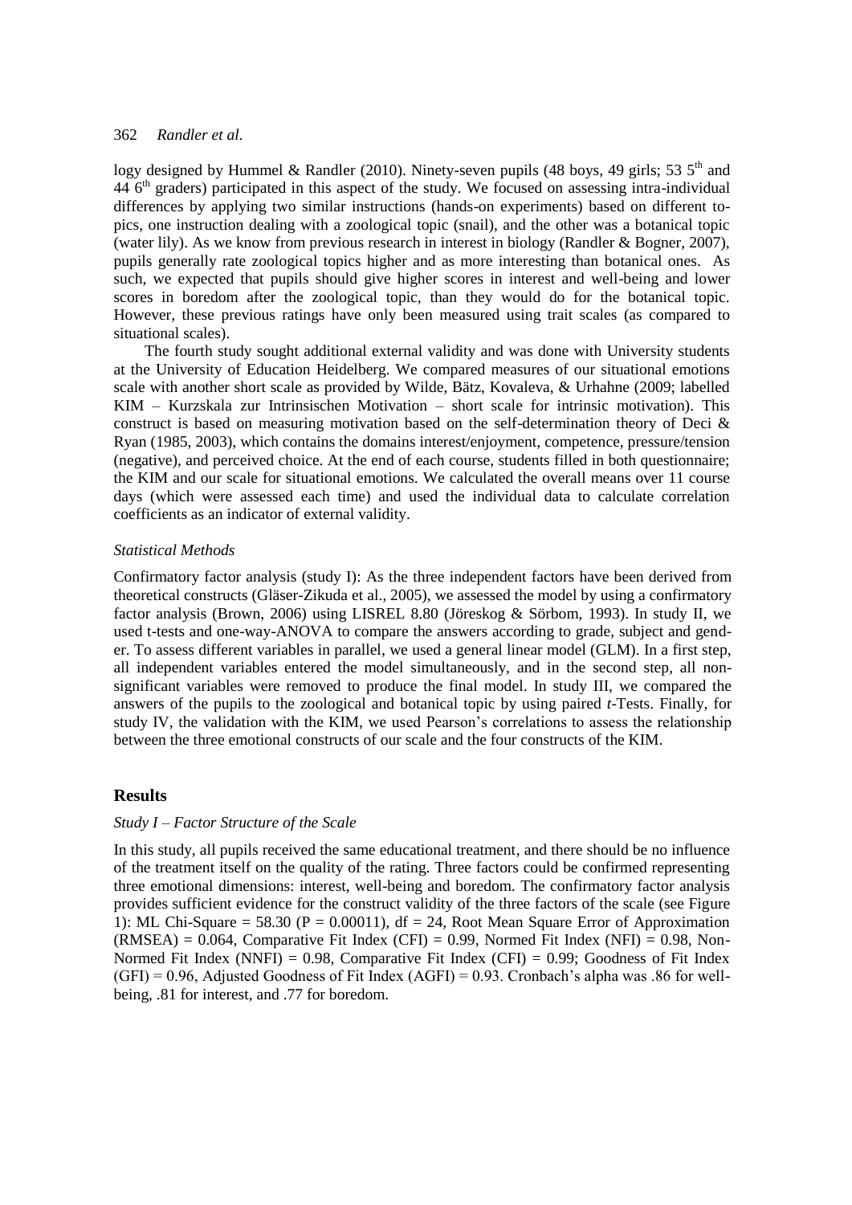logy designed by Hummel & Randler (2010). Ninety-seven pupils (48 boys, 49 girls; 53 5$^{th}$ and 44 6$^{th}$ graders) participated in this aspect of the study. We focused on assessing intra-individual differences by applying two similar instructions (hands-on experiments) based on different topics, one instruction dealing with a zoological topic (snail), and the other was a botanical topic (water lily). As we know from previous research in interest in biology (Randler & Bogner, 2007), pupils generally rate zoological topics higher and as more interesting than botanical ones. As such, we expected that pupils should give higher scores in interest and well-being and lower scores in boredom after the zoological topic, than they would do for the botanical topic. However, these previous ratings have only been measured using trait scales (as compared to situational scales).

The fourth study sought additional external validity and was done with University students at the University of Education Heidelberg. We compared measures of our situational emotions scale with another short scale as provided by Wilde, Bätz, Kovaleva, & Urhahne (2009; labelled KIM – Kurzskala zur Intrinsischen Motivation – short scale for intrinsic motivation). This construct is based on measuring motivation based on the self-determination theory of Deci & Ryan (1985, 2003), which contains the domains interest/enjoyment, competence, pressure/tension (negative), and perceived choice. At the end of each course, students filled in both questionnaire; the KIM and our scale for situational emotions. We calculated the overall means over 11 course days (which were assessed each time) and used the individual data to calculate correlation coefficients as an indicator of external validity.

*Statistical Methods*

Confirmatory factor analysis (study I): As the three independent factors have been derived from theoretical constructs (Gläser-Zikuda et al., 2005), we assessed the model by using a confirmatory factor analysis (Brown, 2006) using LISREL 8.80 (Jöreskog & Sörbom, 1993). In study II, we used t-tests and one-way-ANOVA to compare the answers according to grade, subject and gender. To assess different variables in parallel, we used a general linear model (GLM). In a first step, all independent variables entered the model simultaneously, and in the second step, all non-significant variables were removed to produce the final model. In study III, we compared the answers of the pupils to the zoological and botanical topic by using paired *t*-Tests. Finally, for study IV, the validation with the KIM, we used Pearson's correlations to assess the relationship between the three emotional constructs of our scale and the four constructs of the KIM.

## Results

*Study I – Factor Structure of the Scale*

In this study, all pupils received the same educational treatment, and there should be no influence of the treatment itself on the quality of the rating. Three factors could be confirmed representing three emotional dimensions: interest, well-being and boredom. The confirmatory factor analysis provides sufficient evidence for the construct validity of the three factors of the scale (see Figure 1): ML Chi-Square = 58.30 (P = 0.00011), df = 24, Root Mean Square Error of Approximation (RMSEA) = 0.064, Comparative Fit Index (CFI) = 0.99, Normed Fit Index (NFI) = 0.98, Non-Normed Fit Index (NNFI) = 0.98, Comparative Fit Index (CFI) = 0.99; Goodness of Fit Index (GFI) = 0.96, Adjusted Goodness of Fit Index (AGFI) = 0.93. Cronbach's alpha was .86 for well-being, .81 for interest, and .77 for boredom.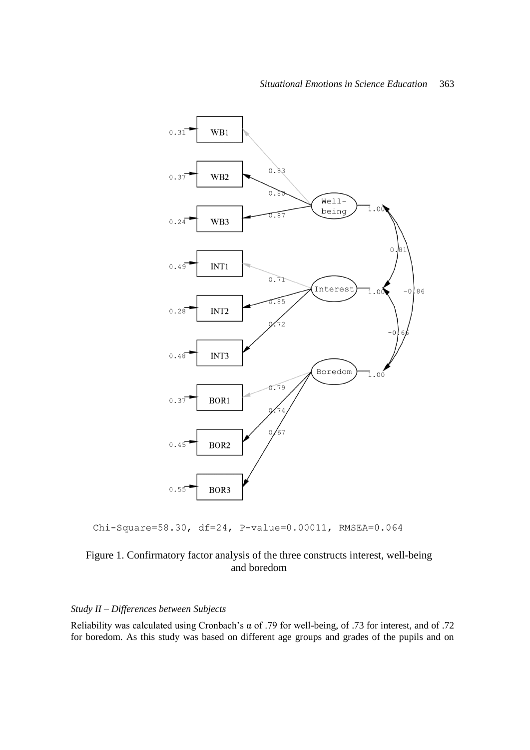Chi-Square=58.30, df=24, P-value=0.00011, RMSEA=0.064

Figure 1. Confirmatory factor analysis of the three constructs interest, well-being and boredom

### *Study II – Differences between Subjects*

Reliability was calculated using Cronbach's α of .79 for well-being, of .73 for interest, and of .72 for boredom. As this study was based on different age groups and grades of the pupils and on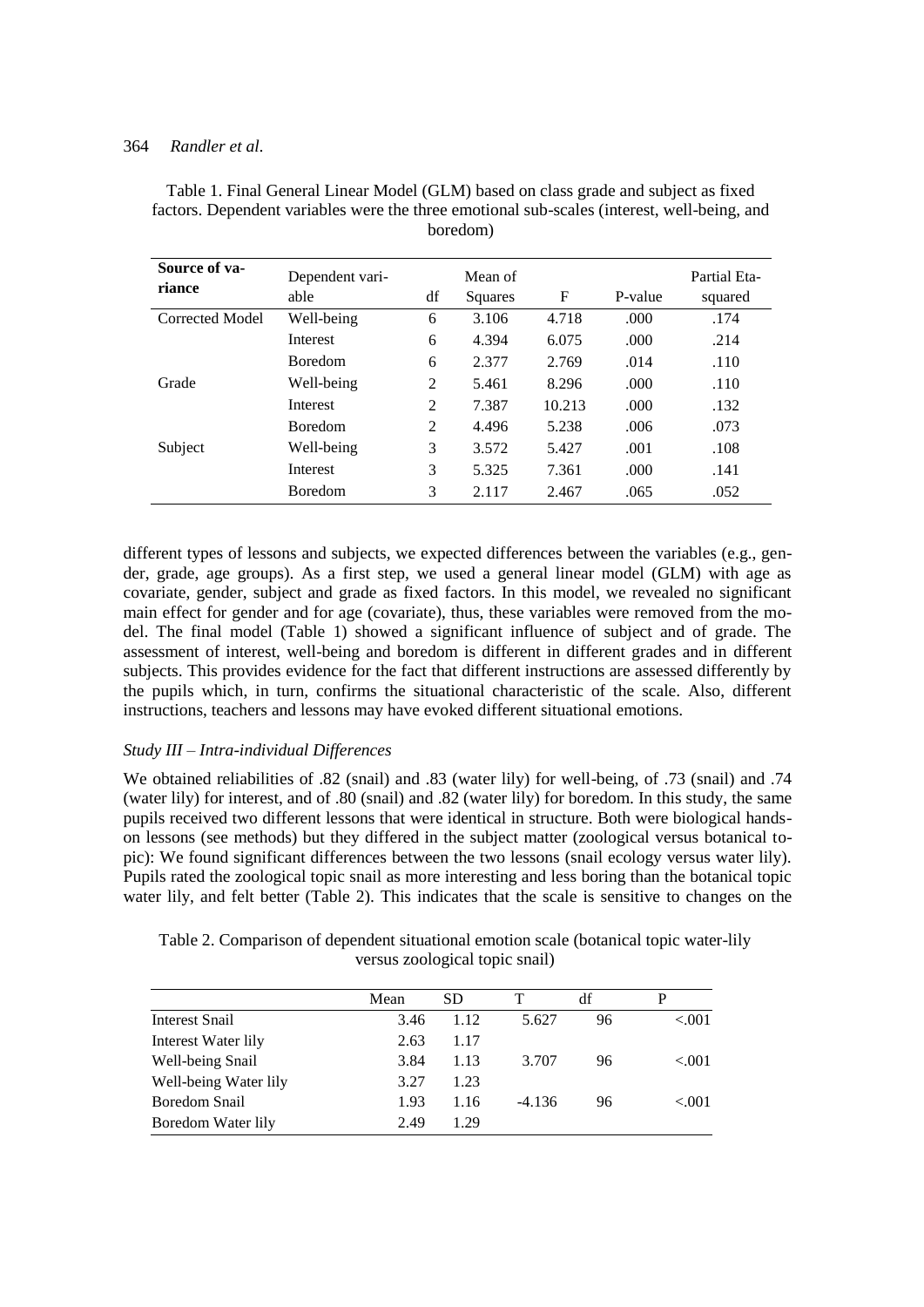Table 1. Final General Linear Model (GLM) based on class grade and subject as fixed factors. Dependent variables were the three emotional sub-scales (interest, well-being, and boredom)

| Source of variance | Dependent variable | df | Mean of Squares | F | P-value | Partial Eta-squared |
|---|---|---|---|---|---|---|
| Corrected Model | Well-being | 6 | 3.106 | 4.718 | .000 | .174 |
| | Interest | 6 | 4.394 | 6.075 | .000 | .214 |
| | Boredom | 6 | 2.377 | 2.769 | .014 | .110 |
| Grade | Well-being | 2 | 5.461 | 8.296 | .000 | .110 |
| | Interest | 2 | 7.387 | 10.213 | .000 | .132 |
| | Boredom | 2 | 4.496 | 5.238 | .006 | .073 |
| Subject | Well-being | 3 | 3.572 | 5.427 | .001 | .108 |
| | Interest | 3 | 5.325 | 7.361 | .000 | .141 |
| | Boredom | 3 | 2.117 | 2.467 | .065 | .052 |

different types of lessons and subjects, we expected differences between the variables (e.g., gender, grade, age groups). As a first step, we used a general linear model (GLM) with age as covariate, gender, subject and grade as fixed factors. In this model, we revealed no significant main effect for gender and for age (covariate), thus, these variables were removed from the model. The final model (Table 1) showed a significant influence of subject and of grade. The assessment of interest, well-being and boredom is different in different grades and in different subjects. This provides evidence for the fact that different instructions are assessed differently by the pupils which, in turn, confirms the situational characteristic of the scale. Also, different instructions, teachers and lessons may have evoked different situational emotions.

### *Study III – Intra-individual Differences*

We obtained reliabilities of .82 (snail) and .83 (water lily) for well-being, of .73 (snail) and .74 (water lily) for interest, and of .80 (snail) and .82 (water lily) for boredom. In this study, the same pupils received two different lessons that were identical in structure. Both were biological hands-on lessons (see methods) but they differed in the subject matter (zoological versus botanical topic): We found significant differences between the two lessons (snail ecology versus water lily). Pupils rated the zoological topic snail as more interesting and less boring than the botanical topic water lily, and felt better (Table 2). This indicates that the scale is sensitive to changes on the

Table 2. Comparison of dependent situational emotion scale (botanical topic water-lily versus zoological topic snail)

| | Mean | SD | T | df | P |
|---|---|---|---|---|---|
| Interest Snail | 3.46 | 1.12 | 5.627 | 96 | <.001 |
| Interest Water lily | 2.63 | 1.17 | | | |
| Well-being Snail | 3.84 | 1.13 | 3.707 | 96 | <.001 |
| Well-being Water lily | 3.27 | 1.23 | | | |
| Boredom Snail | 1.93 | 1.16 | -4.136 | 96 | <.001 |
| Boredom Water lily | 2.49 | 1.29 | | | |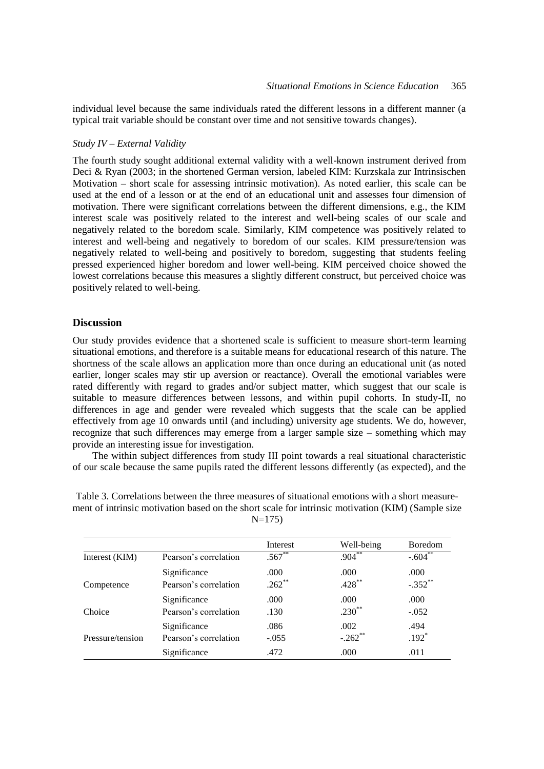individual level because the same individuals rated the different lessons in a different manner (a typical trait variable should be constant over time and not sensitive towards changes).

### *Study IV – External Validity*

The fourth study sought additional external validity with a well-known instrument derived from Deci & Ryan (2003; in the shortened German version, labeled KIM: Kurzskala zur Intrinsischen Motivation – short scale for assessing intrinsic motivation). As noted earlier, this scale can be used at the end of a lesson or at the end of an educational unit and assesses four dimension of motivation. There were significant correlations between the different dimensions, e.g., the KIM interest scale was positively related to the interest and well-being scales of our scale and negatively related to the boredom scale. Similarly, KIM competence was positively related to interest and well-being and negatively to boredom of our scales. KIM pressure/tension was negatively related to well-being and positively to boredom, suggesting that students feeling pressed experienced higher boredom and lower well-being. KIM perceived choice showed the lowest correlations because this measures a slightly different construct, but perceived choice was positively related to well-being.

## Discussion

Our study provides evidence that a shortened scale is sufficient to measure short-term learning situational emotions, and therefore is a suitable means for educational research of this nature. The shortness of the scale allows an application more than once during an educational unit (as noted earlier, longer scales may stir up aversion or reactance). Overall the emotional variables were rated differently with regard to grades and/or subject matter, which suggest that our scale is suitable to measure differences between lessons, and within pupil cohorts. In study-II, no differences in age and gender were revealed which suggests that the scale can be applied effectively from age 10 onwards until (and including) university age students. We do, however, recognize that such differences may emerge from a larger sample size – something which may provide an interesting issue for investigation.

The within subject differences from study III point towards a real situational characteristic of our scale because the same pupils rated the different lessons differently (as expected), and the

Table 3. Correlations between the three measures of situational emotions with a short measurement of intrinsic motivation based on the short scale for intrinsic motivation (KIM) (Sample size N=175)

| | | Interest | Well-being | Boredom |
|---|---|---|---|---|
| Interest (KIM) | Pearson's correlation | .567** | .904** | -.604** |
| | Significance | .000 | .000 | .000 |
| Competence | Pearson's correlation | .262** | .428** | -.352** |
| | Significance | .000 | .000 | .000 |
| Choice | Pearson's correlation | .130 | .230** | -.052 |
| | Significance | .086 | .002 | .494 |
| Pressure/tension | Pearson's correlation | -.055 | -.262** | .192* |
| | Significance | .472 | .000 | .011 |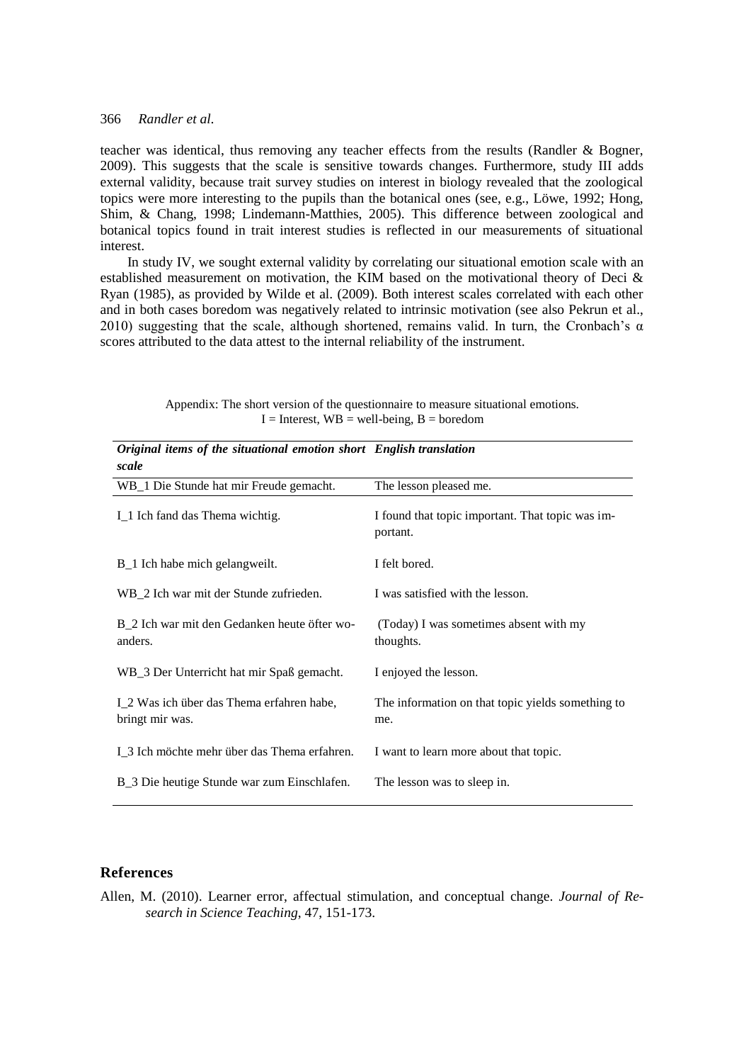teacher was identical, thus removing any teacher effects from the results (Randler & Bogner, 2009). This suggests that the scale is sensitive towards changes. Furthermore, study III adds external validity, because trait survey studies on interest in biology revealed that the zoological topics were more interesting to the pupils than the botanical ones (see, e.g., Löwe, 1992; Hong, Shim, & Chang, 1998; Lindemann-Matthies, 2005). This difference between zoological and botanical topics found in trait interest studies is reflected in our measurements of situational interest.

In study IV, we sought external validity by correlating our situational emotion scale with an established measurement on motivation, the KIM based on the motivational theory of Deci & Ryan (1985), as provided by Wilde et al. (2009). Both interest scales correlated with each other and in both cases boredom was negatively related to intrinsic motivation (see also Pekrun et al., 2010) suggesting that the scale, although shortened, remains valid. In turn, the Cronbach's α scores attributed to the data attest to the internal reliability of the instrument.

Appendix: The short version of the questionnaire to measure situational emotions.
I = Interest, WB = well-being, B = boredom

| ***Original items of the situational emotion short scale*** | ***English translation*** |
|---|---|
| WB_1 Die Stunde hat mir Freude gemacht. | The lesson pleased me. |
| I_1 Ich fand das Thema wichtig. | I found that topic important. That topic was important. |
| B_1 Ich habe mich gelangweilt. | I felt bored. |
| WB_2 Ich war mit der Stunde zufrieden. | I was satisfied with the lesson. |
| B_2 Ich war mit den Gedanken heute öfter woanders. | (Today) I was sometimes absent with my thoughts. |
| WB_3 Der Unterricht hat mir Spaß gemacht. | I enjoyed the lesson. |
| I_2 Was ich über das Thema erfahren habe, bringt mir was. | The information on that topic yields something to me. |
| I_3 Ich möchte mehr über das Thema erfahren. | I want to learn more about that topic. |
| B_3 Die heutige Stunde war zum Einschlafen. | The lesson was to sleep in. |

## References

Allen, M. (2010). Learner error, affectual stimulation, and conceptual change. *Journal of Research in Science Teaching*, 47, 151-173.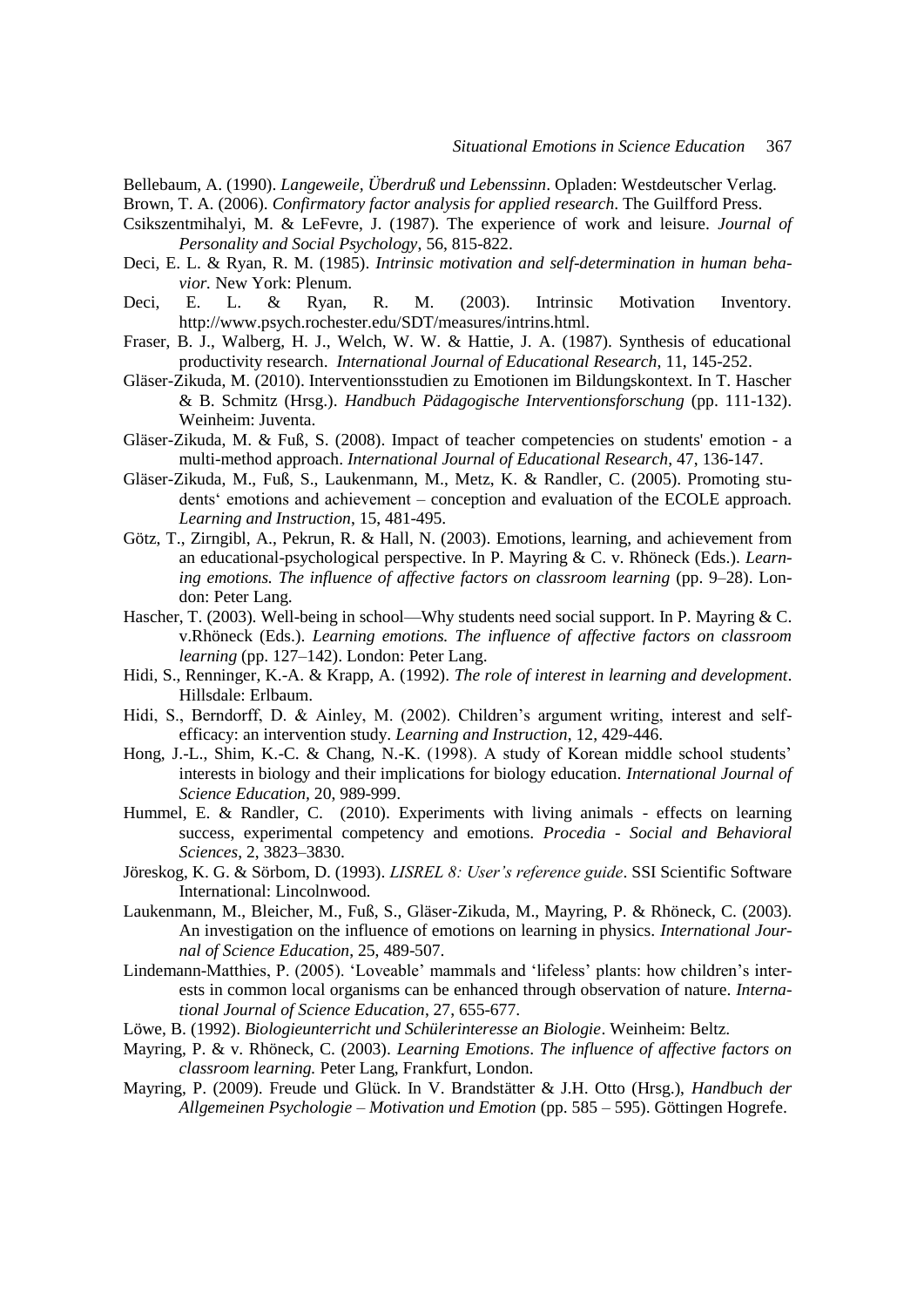Bellebaum, A. (1990). *Langeweile, Überdruß und Lebenssinn*. Opladen: Westdeutscher Verlag.

Brown, T. A. (2006). *Confirmatory factor analysis for applied research*. The Guilfford Press.

Csikszentmihalyi, M. & LeFevre, J. (1987). The experience of work and leisure. *Journal of Personality and Social Psychology*, 56, 815-822.

Deci, E. L. & Ryan, R. M. (1985). *Intrinsic motivation and self-determination in human behavior.* New York: Plenum.

Deci, E. L. & Ryan, R. M. (2003). Intrinsic Motivation Inventory. http://www.psych.rochester.edu/SDT/measures/intrins.html.

Fraser, B. J., Walberg, H. J., Welch, W. W. & Hattie, J. A. (1987). Synthesis of educational productivity research. *International Journal of Educational Research*, 11, 145-252.

Gläser-Zikuda, M. (2010). Interventionsstudien zu Emotionen im Bildungskontext. In T. Hascher & B. Schmitz (Hrsg.). *Handbuch Pädagogische Interventionsforschung* (pp. 111-132). Weinheim: Juventa.

Gläser-Zikuda, M. & Fuß, S. (2008). Impact of teacher competencies on students' emotion - a multi-method approach. *International Journal of Educational Research*, 47, 136-147.

Gläser-Zikuda, M., Fuß, S., Laukenmann, M., Metz, K. & Randler, C. (2005). Promoting students' emotions and achievement – conception and evaluation of the ECOLE approach. *Learning and Instruction*, 15, 481-495.

Götz, T., Zirngibl, A., Pekrun, R. & Hall, N. (2003). Emotions, learning, and achievement from an educational-psychological perspective. In P. Mayring & C. v. Rhöneck (Eds.). *Learning emotions. The influence of affective factors on classroom learning* (pp. 9–28). London: Peter Lang.

Hascher, T. (2003). Well-being in school—Why students need social support. In P. Mayring & C. v.Rhöneck (Eds.). *Learning emotions. The influence of affective factors on classroom learning* (pp. 127–142). London: Peter Lang.

Hidi, S., Renninger, K.-A. & Krapp, A. (1992). *The role of interest in learning and development*. Hillsdale: Erlbaum.

Hidi, S., Berndorff, D. & Ainley, M. (2002). Children's argument writing, interest and self-efficacy: an intervention study. *Learning and Instruction*, 12, 429-446.

Hong, J.-L., Shim, K.-C. & Chang, N.-K. (1998). A study of Korean middle school students' interests in biology and their implications for biology education. *International Journal of Science Education*, 20, 989-999.

Hummel, E. & Randler, C. (2010). Experiments with living animals - effects on learning success, experimental competency and emotions. *Procedia - Social and Behavioral Sciences*, 2, 3823–3830.

Jöreskog, K. G. & Sörbom, D. (1993). *LISREL 8: User's reference guide*. SSI Scientific Software International: Lincolnwood.

Laukenmann, M., Bleicher, M., Fuß, S., Gläser-Zikuda, M., Mayring, P. & Rhöneck, C. (2003). An investigation on the influence of emotions on learning in physics. *International Journal of Science Education*, 25, 489-507.

Lindemann-Matthies, P. (2005). 'Loveable' mammals and 'lifeless' plants: how children's interests in common local organisms can be enhanced through observation of nature. *International Journal of Science Education*, 27, 655-677.

Löwe, B. (1992). *Biologieunterricht und Schülerinteresse an Biologie*. Weinheim: Beltz.

Mayring, P. & v. Rhöneck, C. (2003). *Learning Emotions*. *The influence of affective factors on classroom learning.* Peter Lang, Frankfurt, London.

Mayring, P. (2009). Freude und Glück. In V. Brandstätter & J.H. Otto (Hrsg.), *Handbuch der Allgemeinen Psychologie – Motivation und Emotion* (pp. 585 – 595). Göttingen Hogrefe.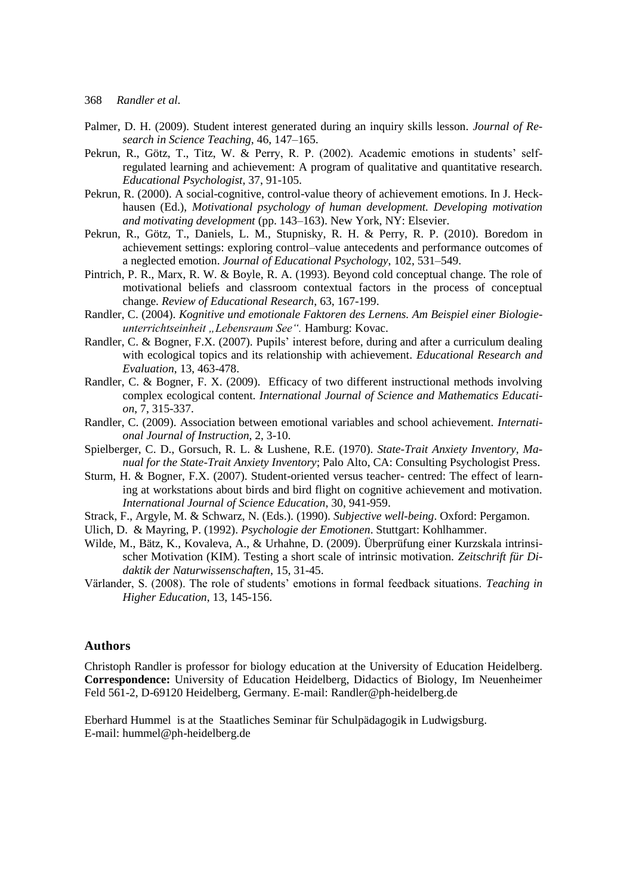Palmer, D. H. (2009). Student interest generated during an inquiry skills lesson. *Journal of Research in Science Teaching*, 46, 147–165.

Pekrun, R., Götz, T., Titz, W. & Perry, R. P. (2002). Academic emotions in students' self-regulated learning and achievement: A program of qualitative and quantitative research. *Educational Psychologist*, 37, 91-105.

Pekrun, R. (2000). A social-cognitive, control-value theory of achievement emotions. In J. Heckhausen (Ed.), *Motivational psychology of human development. Developing motivation and motivating development* (pp. 143–163). New York, NY: Elsevier.

Pekrun, R., Götz, T., Daniels, L. M., Stupnisky, R. H. & Perry, R. P. (2010). Boredom in achievement settings: exploring control–value antecedents and performance outcomes of a neglected emotion. *Journal of Educational Psychology*, 102, 531–549.

Pintrich, P. R., Marx, R. W. & Boyle, R. A. (1993). Beyond cold conceptual change. The role of motivational beliefs and classroom contextual factors in the process of conceptual change. *Review of Educational Research*, 63, 167-199.

Randler, C. (2004). *Kognitive und emotionale Faktoren des Lernens. Am Beispiel einer Biologieunterrichtseinheit „Lebensraum See".* Hamburg: Kovac.

Randler, C. & Bogner, F.X. (2007). Pupils' interest before, during and after a curriculum dealing with ecological topics and its relationship with achievement. *Educational Research and Evaluation*, 13, 463-478.

Randler, C. & Bogner, F. X. (2009). Efficacy of two different instructional methods involving complex ecological content. *International Journal of Science and Mathematics Education*, 7, 315-337.

Randler, C. (2009). Association between emotional variables and school achievement. *International Journal of Instruction*, 2, 3-10.

Spielberger, C. D., Gorsuch, R. L. & Lushene, R.E. (1970). *State-Trait Anxiety Inventory, Manual for the State-Trait Anxiety Inventory*; Palo Alto, CA: Consulting Psychologist Press.

Sturm, H. & Bogner, F.X. (2007). Student-oriented versus teacher- centred: The effect of learning at workstations about birds and bird flight on cognitive achievement and motivation. *International Journal of Science Education*, 30, 941-959.

Strack, F., Argyle, M. & Schwarz, N. (Eds.). (1990). *Subjective well-being*. Oxford: Pergamon.

Ulich, D. & Mayring, P. (1992). *Psychologie der Emotionen*. Stuttgart: Kohlhammer.

Wilde, M., Bätz, K., Kovaleva, A., & Urhahne, D. (2009). Überprüfung einer Kurzskala intrinsischer Motivation (KIM). Testing a short scale of intrinsic motivation. *Zeitschrift für Didaktik der Naturwissenschaften*, 15, 31-45.

Värlander, S. (2008). The role of students' emotions in formal feedback situations. *Teaching in Higher Education*, 13, 145-156.

## Authors

Christoph Randler is professor for biology education at the University of Education Heidelberg. **Correspondence:** University of Education Heidelberg, Didactics of Biology, Im Neuenheimer Feld 561-2, D-69120 Heidelberg, Germany. E-mail: Randler@ph-heidelberg.de

Eberhard Hummel is at the Staatliches Seminar für Schulpädagogik in Ludwigsburg.
E-mail: hummel@ph-heidelberg.de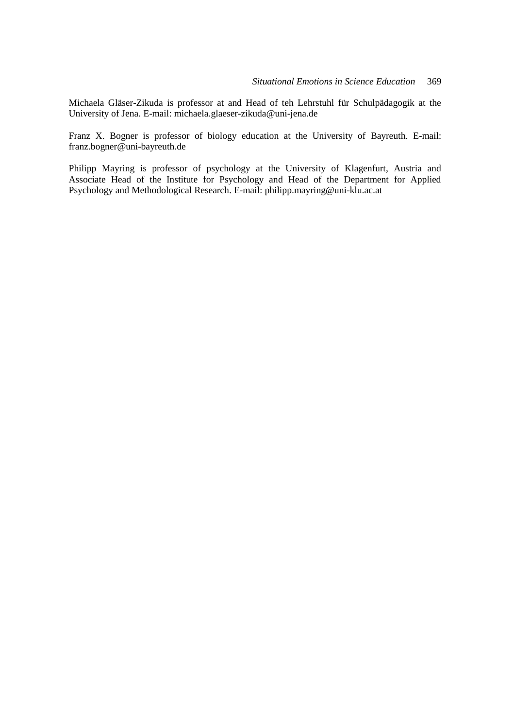Michaela Gläser-Zikuda is professor at and Head of teh Lehrstuhl für Schulpädagogik at the University of Jena. E-mail: michaela.glaeser-zikuda@uni-jena.de

Franz X. Bogner is professor of biology education at the University of Bayreuth. E-mail: franz.bogner@uni-bayreuth.de

Philipp Mayring is professor of psychology at the University of Klagenfurt, Austria and Associate Head of the Institute for Psychology and Head of the Department for Applied Psychology and Methodological Research. E-mail: philipp.mayring@uni-klu.ac.at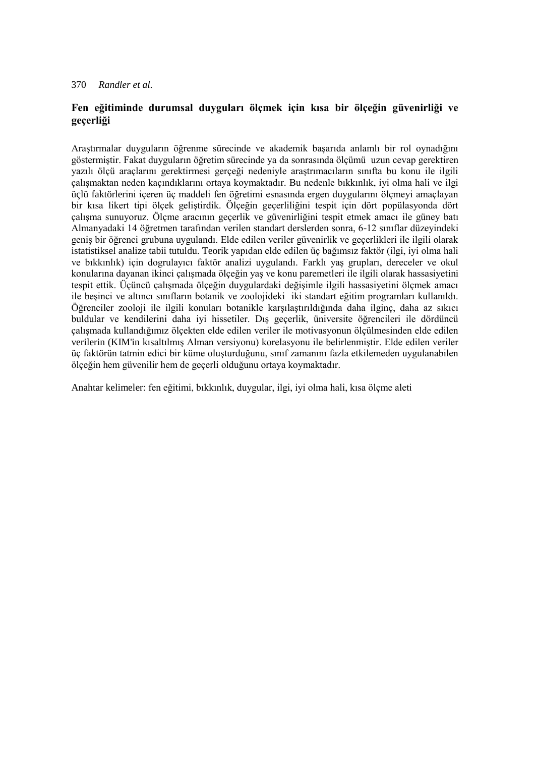## Fen eğitiminde durumsal duyguları ölçmek için kısa bir ölçeğin güvenirliği ve geçerliği

Araştırmalar duyguların öğrenme sürecinde ve akademik başarıda anlamlı bir rol oynadığını göstermiştir. Fakat duyguların öğretim sürecinde ya da sonrasında ölçümü uzun cevap gerektiren yazılı ölçü araçlarını gerektirmesi gerçeği nedeniyle araştrımacıların sınıfta bu konu ile ilgili çalışmaktan neden kaçındıklarını ortaya koymaktadır. Bu nedenle bıkkınlık, iyi olma hali ve ilgi üçlü faktörlerini içeren üç maddeli fen öğretimi esnasında ergen duygularını ölçmeyi amaçlayan bir kısa likert tipi ölçek geliştirdik. Ölçeğin geçerliliğini tespit için dört popülasyonda dört çalışma sunuyoruz. Ölçme aracının geçerlik ve güvenirliğini tespit etmek amacı ile güney batı Almanyadaki 14 öğretmen tarafından verilen standart derslerden sonra, 6-12 sınıflar düzeyindeki geniş bir öğrenci grubuna uygulandı. Elde edilen veriler güvenirlik ve geçerlikleri ile ilgili olarak istatistiksel analize tabii tutuldu. Teorik yapıdan elde edilen üç bağımsız faktör (ilgi, iyi olma hali ve bıkkınlık) için dogrulayıcı faktör analizi uygulandı. Farklı yaş grupları, dereceler ve okul konularına dayanan ikinci çalışmada ölçeğin yaş ve konu paremetleri ile ilgili olarak hassasiyetini tespit ettik. Üçüncü çalışmada ölçeğin duygulardaki değişimle ilgili hassasiyetini ölçmek amacı ile beşinci ve altıncı sınıfların botanik ve zoolojideki iki standart eğitim programları kullanıldı. Öğrenciler zooloji ile ilgili konuları botanikle karşılaştırıldığında daha ilginç, daha az sıkıcı buldular ve kendilerini daha iyi hissetiler. Dış geçerlik, üniversite öğrencileri ile dördüncü çalışmada kullandığımız ölçekten elde edilen veriler ile motivasyonun ölçülmesinden elde edilen verilerin (KIM'in kısaltılmış Alman versiyonu) korelasyonu ile belirlenmiştir. Elde edilen veriler üç faktörün tatmin edici bir küme oluşturduğunu, sınıf zamanını fazla etkilemeden uygulanabilen ölçeğin hem güvenilir hem de geçerli olduğunu ortaya koymaktadır.

Anahtar kelimeler: fen eğitimi, bıkkınlık, duygular, ilgi, iyi olma hali, kısa ölçme aleti